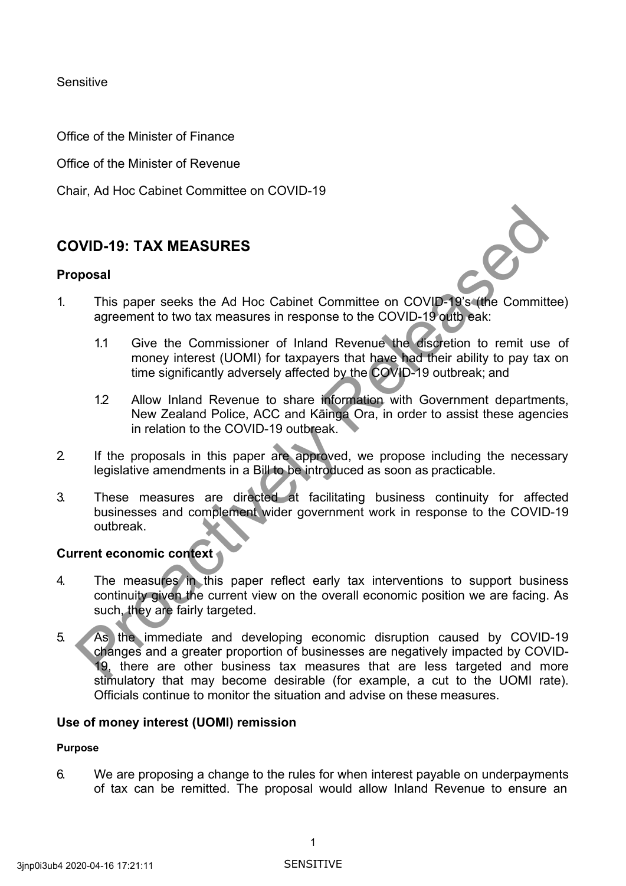Sensitive

Office of the Minister of Finance

Office of the Minister of Revenue

Chair, Ad Hoc Cabinet Committee on COVID-19

## COVID-19: TAX MEASURES

### Proposal

1. This paper seeks the Ad Hoc Cabinet Committee on COVID-19's (the Committee) agreement to two tax measures in response to the COVID-19 outbreak:

    1.1 Give the Commissioner of Inland Revenue the discretion to remit use of money interest (UOMI) for taxpayers that have had their ability to pay tax on time significantly adversely affected by the COVID-19 outbreak; and

    1.2 Allow Inland Revenue to share information with Government departments, New Zealand Police, ACC and Kāinga Ora, in order to assist these agencies in relation to the COVID-19 outbreak.

2. If the proposals in this paper are approved, we propose including the necessary legislative amendments in a Bill to be introduced as soon as practicable.

3. These measures are directed at facilitating business continuity for affected businesses and complement wider government work in response to the COVID-19 outbreak.

### Current economic context

4. The measures in this paper reflect early tax interventions to support business continuity given the current view on the overall economic position we are facing. As such, they are fairly targeted.

5. As the immediate and developing economic disruption caused by COVID-19 changes and a greater proportion of businesses are negatively impacted by COVID-19, there are other business tax measures that are less targeted and more stimulatory that may become desirable (for example, a cut to the UOMI rate). Officials continue to monitor the situation and advise on these measures.

### Use of money interest (UOMI) remission

#### Purpose

6. We are proposing a change to the rules for when interest payable on underpayments of tax can be remitted. The proposal would allow Inland Revenue to ensure an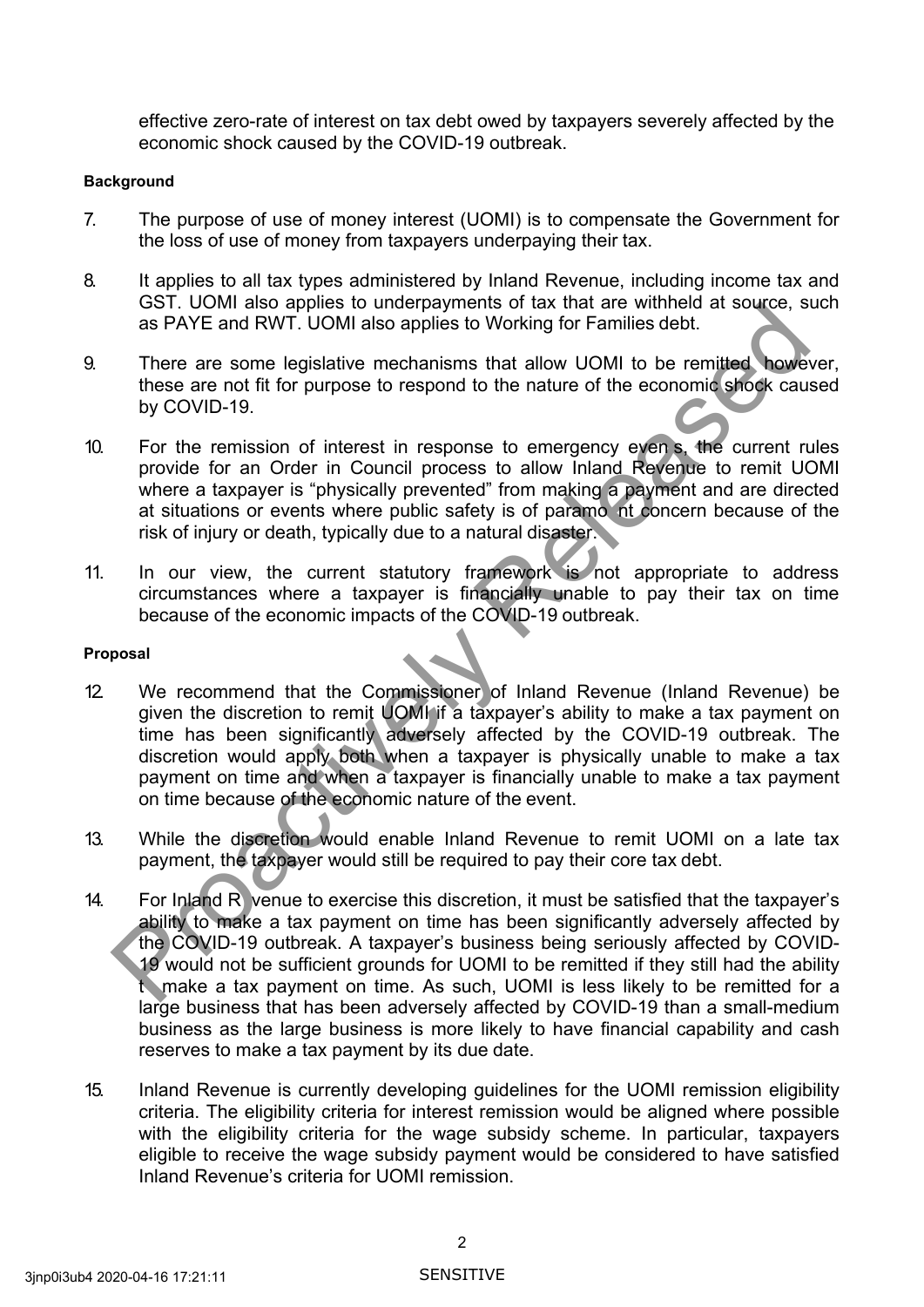effective zero-rate of interest on tax debt owed by taxpayers severely affected by the economic shock caused by the COVID-19 outbreak.

**Background**

7. The purpose of use of money interest (UOMI) is to compensate the Government for the loss of use of money from taxpayers underpaying their tax.

8. It applies to all tax types administered by Inland Revenue, including income tax and GST. UOMI also applies to underpayments of tax that are withheld at source, such as PAYE and RWT. UOMI also applies to Working for Families debt.

9. There are some legislative mechanisms that allow UOMI to be remitted, however, these are not fit for purpose to respond to the nature of the economic shock caused by COVID-19.

10. For the remission of interest in response to emergency events, the current rules provide for an Order in Council process to allow Inland Revenue to remit UOMI where a taxpayer is "physically prevented" from making a payment and are directed at situations or events where public safety is of paramount concern because of the risk of injury or death, typically due to a natural disaster.

11. In our view, the current statutory framework is not appropriate to address circumstances where a taxpayer is financially unable to pay their tax on time because of the economic impacts of the COVID-19 outbreak.

**Proposal**

12. We recommend that the Commissioner of Inland Revenue (Inland Revenue) be given the discretion to remit UOMI if a taxpayer's ability to make a tax payment on time has been significantly adversely affected by the COVID-19 outbreak. The discretion would apply both when a taxpayer is physically unable to make a tax payment on time and when a taxpayer is financially unable to make a tax payment on time because of the economic nature of the event.

13. While the discretion would enable Inland Revenue to remit UOMI on a late tax payment, the taxpayer would still be required to pay their core tax debt.

14. For Inland Revenue to exercise this discretion, it must be satisfied that the taxpayer's ability to make a tax payment on time has been significantly adversely affected by the COVID-19 outbreak. A taxpayer's business being seriously affected by COVID-19 would not be sufficient grounds for UOMI to be remitted if they still had the ability to make a tax payment on time. As such, UOMI is less likely to be remitted for a large business that has been adversely affected by COVID-19 than a small-medium business as the large business is more likely to have financial capability and cash reserves to make a tax payment by its due date.

15. Inland Revenue is currently developing guidelines for the UOMI remission eligibility criteria. The eligibility criteria for interest remission would be aligned where possible with the eligibility criteria for the wage subsidy scheme. In particular, taxpayers eligible to receive the wage subsidy payment would be considered to have satisfied Inland Revenue's criteria for UOMI remission.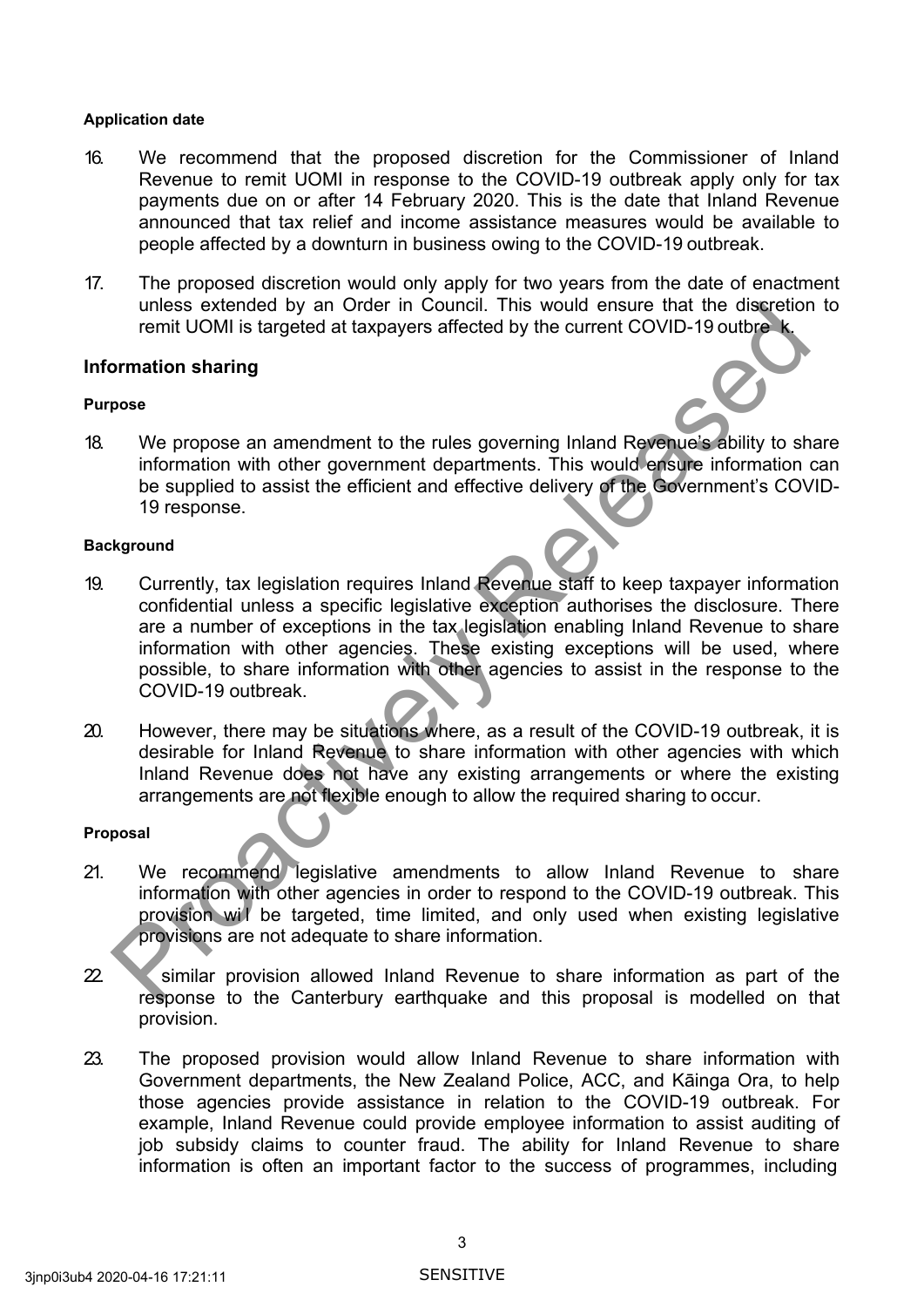#### Application date

16. We recommend that the proposed discretion for the Commissioner of Inland Revenue to remit UOMI in response to the COVID-19 outbreak apply only for tax payments due on or after 14 February 2020. This is the date that Inland Revenue announced that tax relief and income assistance measures would be available to people affected by a downturn in business owing to the COVID-19 outbreak.

17. The proposed discretion would only apply for two years from the date of enactment unless extended by an Order in Council. This would ensure that the discretion to remit UOMI is targeted at taxpayers affected by the current COVID-19 outbreak.

### Information sharing

#### Purpose

18. We propose an amendment to the rules governing Inland Revenue's ability to share information with other government departments. This would ensure information can be supplied to assist the efficient and effective delivery of the Government's COVID-19 response.

#### Background

19. Currently, tax legislation requires Inland Revenue staff to keep taxpayer information confidential unless a specific legislative exception authorises the disclosure. There are a number of exceptions in the tax legislation enabling Inland Revenue to share information with other agencies. These existing exceptions will be used, where possible, to share information with other agencies to assist in the response to the COVID-19 outbreak.

20. However, there may be situations where, as a result of the COVID-19 outbreak, it is desirable for Inland Revenue to share information with other agencies with which Inland Revenue does not have any existing arrangements or where the existing arrangements are not flexible enough to allow the required sharing to occur.

#### Proposal

21. We recommend legislative amendments to allow Inland Revenue to share information with other agencies in order to respond to the COVID-19 outbreak. This provision will be targeted, time limited, and only used when existing legislative provisions are not adequate to share information.

22. A similar provision allowed Inland Revenue to share information as part of the response to the Canterbury earthquake and this proposal is modelled on that provision.

23. The proposed provision would allow Inland Revenue to share information with Government departments, the New Zealand Police, ACC, and Kāinga Ora, to help those agencies provide assistance in relation to the COVID-19 outbreak. For example, Inland Revenue could provide employee information to assist auditing of job subsidy claims to counter fraud. The ability for Inland Revenue to share information is often an important factor to the success of programmes, including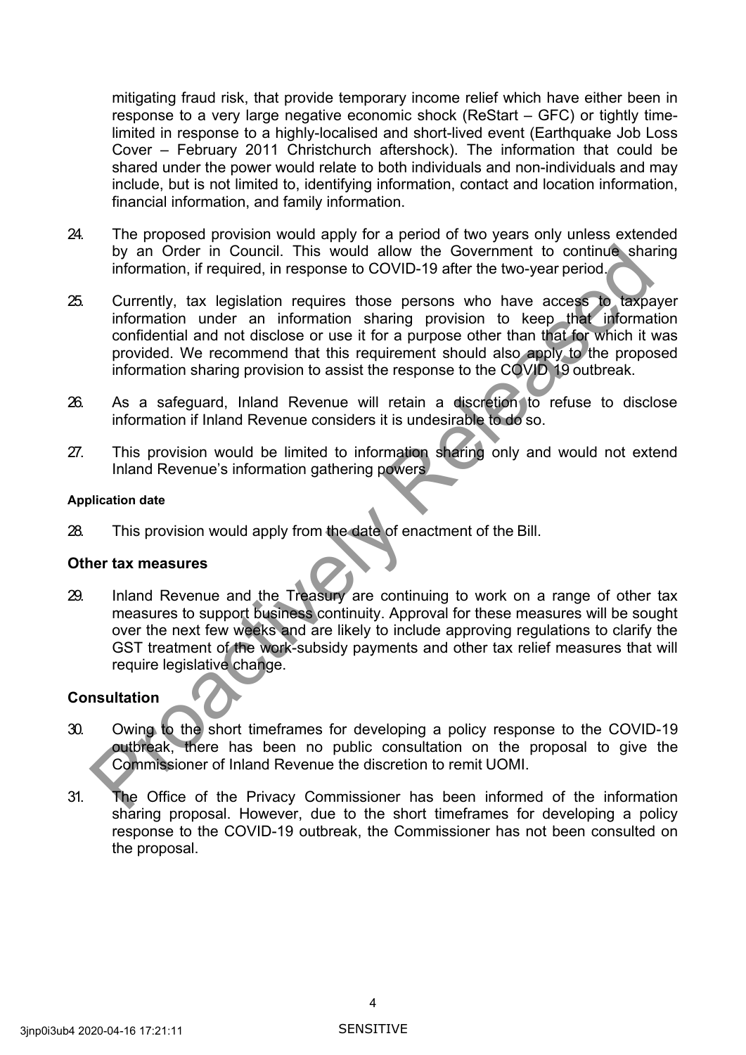mitigating fraud risk, that provide temporary income relief which have either been in response to a very large negative economic shock (ReStart – GFC) or tightly time-limited in response to a highly-localised and short-lived event (Earthquake Job Loss Cover – February 2011 Christchurch aftershock). The information that could be shared under the power would relate to both individuals and non-individuals and may include, but is not limited to, identifying information, contact and location information, financial information, and family information.

24. The proposed provision would apply for a period of two years only unless extended by an Order in Council. This would allow the Government to continue sharing information, if required, in response to COVID-19 after the two-year period.

25. Currently, tax legislation requires those persons who have access to taxpayer information under an information sharing provision to keep that information confidential and not disclose or use it for a purpose other than that for which it was provided. We recommend that this requirement should also apply to the proposed information sharing provision to assist the response to the COVID 19 outbreak.

26. As a safeguard, Inland Revenue will retain a discretion to refuse to disclose information if Inland Revenue considers it is undesirable to do so.

27. This provision would be limited to information sharing only and would not extend Inland Revenue's information gathering powers.

#### Application date

28. This provision would apply from the date of enactment of the Bill.

### Other tax measures

29. Inland Revenue and the Treasury are continuing to work on a range of other tax measures to support business continuity. Approval for these measures will be sought over the next few weeks and are likely to include approving regulations to clarify the GST treatment of the work-subsidy payments and other tax relief measures that will require legislative change.

### Consultation

30. Owing to the short timeframes for developing a policy response to the COVID-19 outbreak, there has been no public consultation on the proposal to give the Commissioner of Inland Revenue the discretion to remit UOMI.

31. The Office of the Privacy Commissioner has been informed of the information sharing proposal. However, due to the short timeframes for developing a policy response to the COVID-19 outbreak, the Commissioner has not been consulted on the proposal.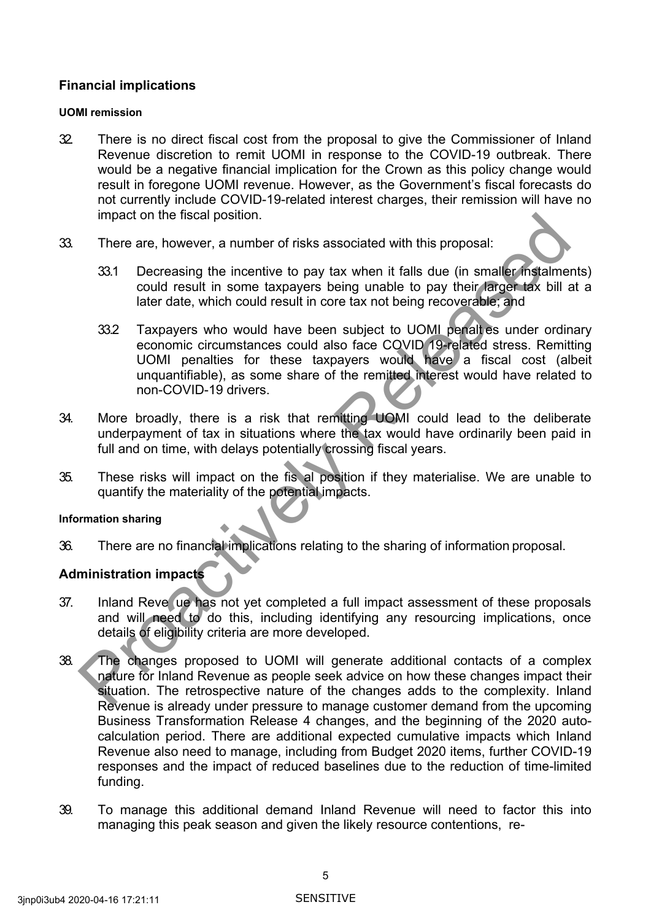## Financial implications

#### UOMI remission

32. There is no direct fiscal cost from the proposal to give the Commissioner of Inland Revenue discretion to remit UOMI in response to the COVID-19 outbreak. There would be a negative financial implication for the Crown as this policy change would result in foregone UOMI revenue. However, as the Government's fiscal forecasts do not currently include COVID-19-related interest charges, their remission will have no impact on the fiscal position.

33. There are, however, a number of risks associated with this proposal:

    33.1 Decreasing the incentive to pay tax when it falls due (in smaller instalments) could result in some taxpayers being unable to pay their larger tax bill at a later date, which could result in core tax not being recoverable; and

    33.2 Taxpayers who would have been subject to UOMI penalties under ordinary economic circumstances could also face COVID-19-related stress. Remitting UOMI penalties for these taxpayers would have a fiscal cost (albeit unquantifiable), as some share of the remitted interest would have related to non-COVID-19 drivers.

34. More broadly, there is a risk that remitting UOMI could lead to the deliberate underpayment of tax in situations where the tax would have ordinarily been paid in full and on time, with delays potentially crossing fiscal years.

35. These risks will impact on the fiscal position if they materialise. We are unable to quantify the materiality of the potential impacts.

#### Information sharing

36. There are no financial implications relating to the sharing of information proposal.

## Administration impacts

37. Inland Revenue has not yet completed a full impact assessment of these proposals and will need to do this, including identifying any resourcing implications, once details of eligibility criteria are more developed.

38. The changes proposed to UOMI will generate additional contacts of a complex nature for Inland Revenue as people seek advice on how these changes impact their situation. The retrospective nature of the changes adds to the complexity. Inland Revenue is already under pressure to manage customer demand from the upcoming Business Transformation Release 4 changes, and the beginning of the 2020 auto-calculation period. There are additional expected cumulative impacts which Inland Revenue also need to manage, including from Budget 2020 items, further COVID-19 responses and the impact of reduced baselines due to the reduction of time-limited funding.

39. To manage this additional demand Inland Revenue will need to factor this into managing this peak season and given the likely resource contentions, re-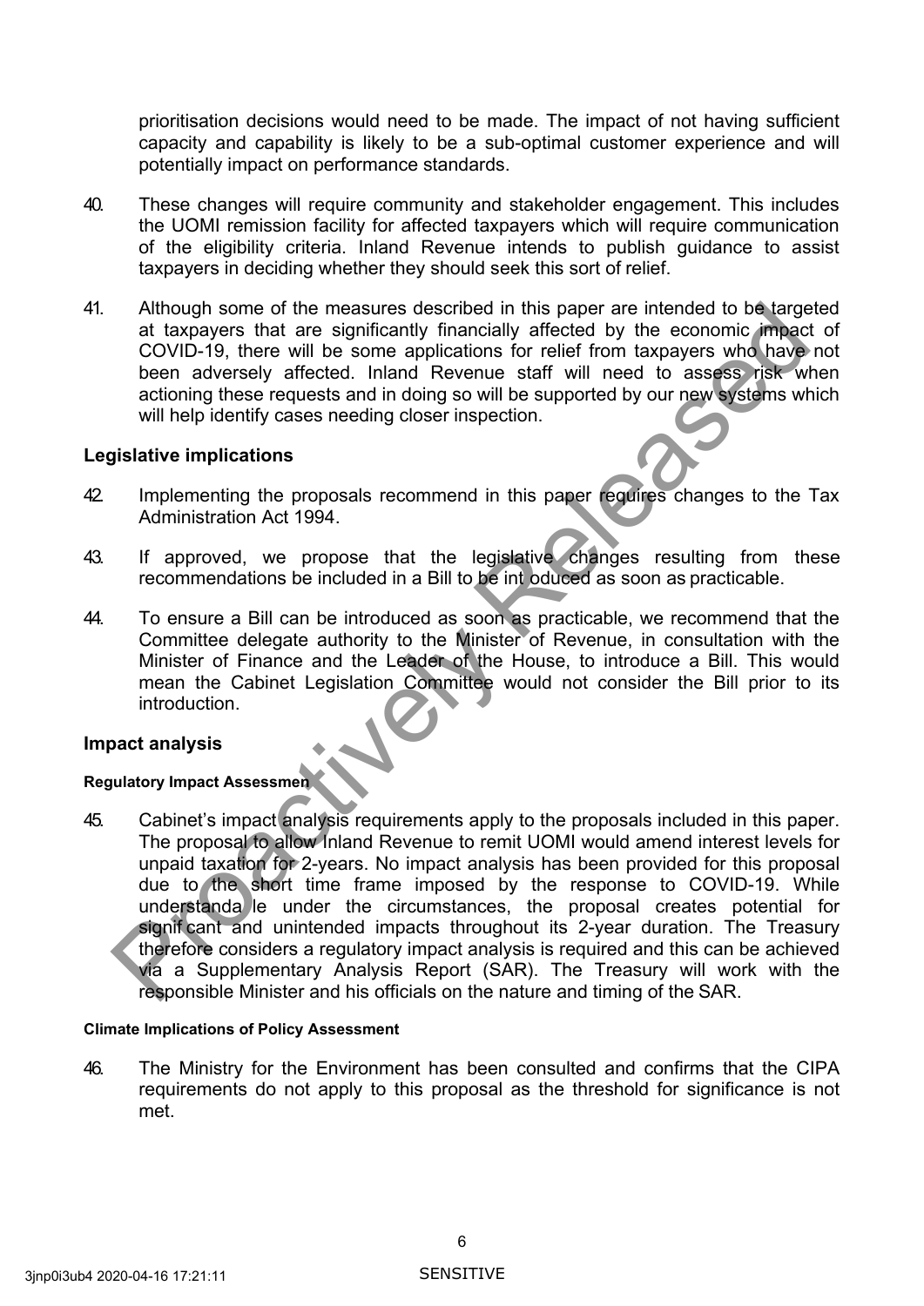prioritisation decisions would need to be made. The impact of not having sufficient capacity and capability is likely to be a sub-optimal customer experience and will potentially impact on performance standards.

40. These changes will require community and stakeholder engagement. This includes the UOMI remission facility for affected taxpayers which will require communication of the eligibility criteria. Inland Revenue intends to publish guidance to assist taxpayers in deciding whether they should seek this sort of relief.

41. Although some of the measures described in this paper are intended to be targeted at taxpayers that are significantly financially affected by the economic impact of COVID-19, there will be some applications for relief from taxpayers who have not been adversely affected. Inland Revenue staff will need to assess risk when actioning these requests and in doing so will be supported by our new systems which will help identify cases needing closer inspection.

## Legislative implications

42. Implementing the proposals recommend in this paper requires changes to the Tax Administration Act 1994.

43. If approved, we propose that the legislative changes resulting from these recommendations be included in a Bill to be introduced as soon as practicable.

44. To ensure a Bill can be introduced as soon as practicable, we recommend that the Committee delegate authority to the Minister of Revenue, in consultation with the Minister of Finance and the Leader of the House, to introduce a Bill. This would mean the Cabinet Legislation Committee would not consider the Bill prior to its introduction.

## Impact analysis

### Regulatory Impact Assessment

45. Cabinet's impact analysis requirements apply to the proposals included in this paper. The proposal to allow Inland Revenue to remit UOMI would amend interest levels for unpaid taxation for 2-years. No impact analysis has been provided for this proposal due to the short time frame imposed by the response to COVID-19. While understandable under the circumstances, the proposal creates potential for significant and unintended impacts throughout its 2-year duration. The Treasury therefore considers a regulatory impact analysis is required and this can be achieved via a Supplementary Analysis Report (SAR). The Treasury will work with the responsible Minister and his officials on the nature and timing of the SAR.

### Climate Implications of Policy Assessment

46. The Ministry for the Environment has been consulted and confirms that the CIPA requirements do not apply to this proposal as the threshold for significance is not met.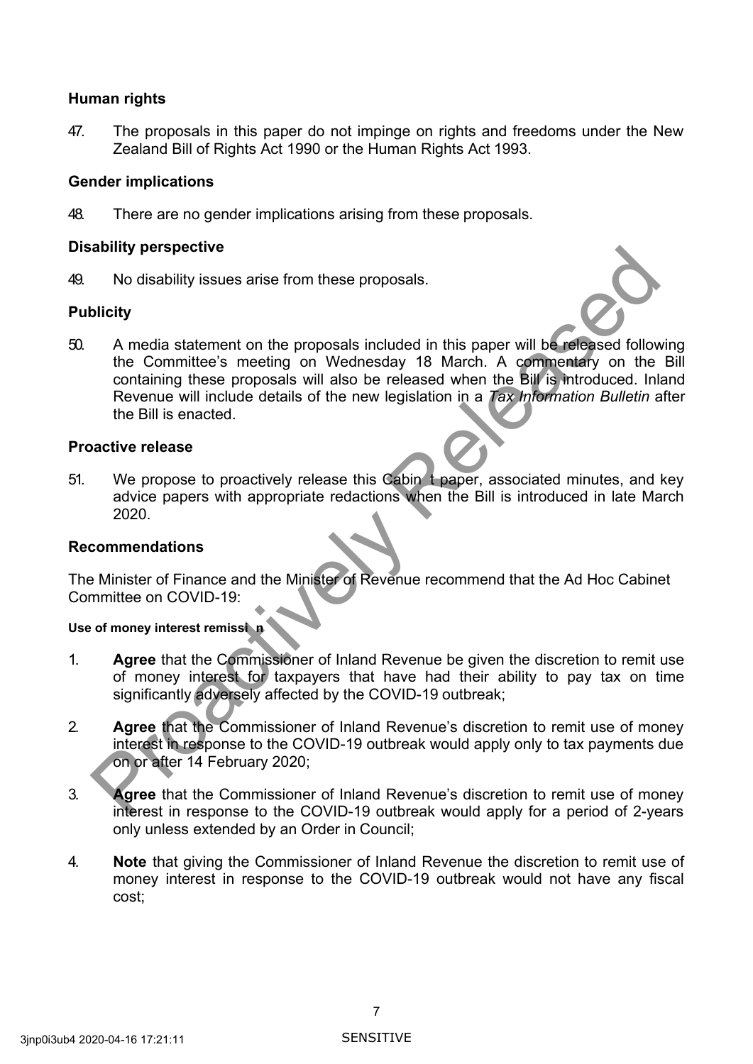## Human rights

47. The proposals in this paper do not impinge on rights and freedoms under the New Zealand Bill of Rights Act 1990 or the Human Rights Act 1993.

## Gender implications

48. There are no gender implications arising from these proposals.

## Disability perspective

49. No disability issues arise from these proposals.

## Publicity

50. A media statement on the proposals included in this paper will be released following the Committee's meeting on Wednesday 18 March. A commentary on the Bill containing these proposals will also be released when the Bill is introduced. Inland Revenue will include details of the new legislation in a *Tax Information Bulletin* after the Bill is enacted.

## Proactive release

51. We propose to proactively release this Cabinet paper, associated minutes, and key advice papers with appropriate redactions when the Bill is introduced in late March 2020.

## Recommendations

The Minister of Finance and the Minister of Revenue recommend that the Ad Hoc Cabinet Committee on COVID-19:

#### Use of money interest remission

1. **Agree** that the Commissioner of Inland Revenue be given the discretion to remit use of money interest for taxpayers that have had their ability to pay tax on time significantly adversely affected by the COVID-19 outbreak;

2. **Agree** that the Commissioner of Inland Revenue's discretion to remit use of money interest in response to the COVID-19 outbreak would apply only to tax payments due on or after 14 February 2020;

3. **Agree** that the Commissioner of Inland Revenue's discretion to remit use of money interest in response to the COVID-19 outbreak would apply for a period of 2-years only unless extended by an Order in Council;

4. **Note** that giving the Commissioner of Inland Revenue the discretion to remit use of money interest in response to the COVID-19 outbreak would not have any fiscal cost;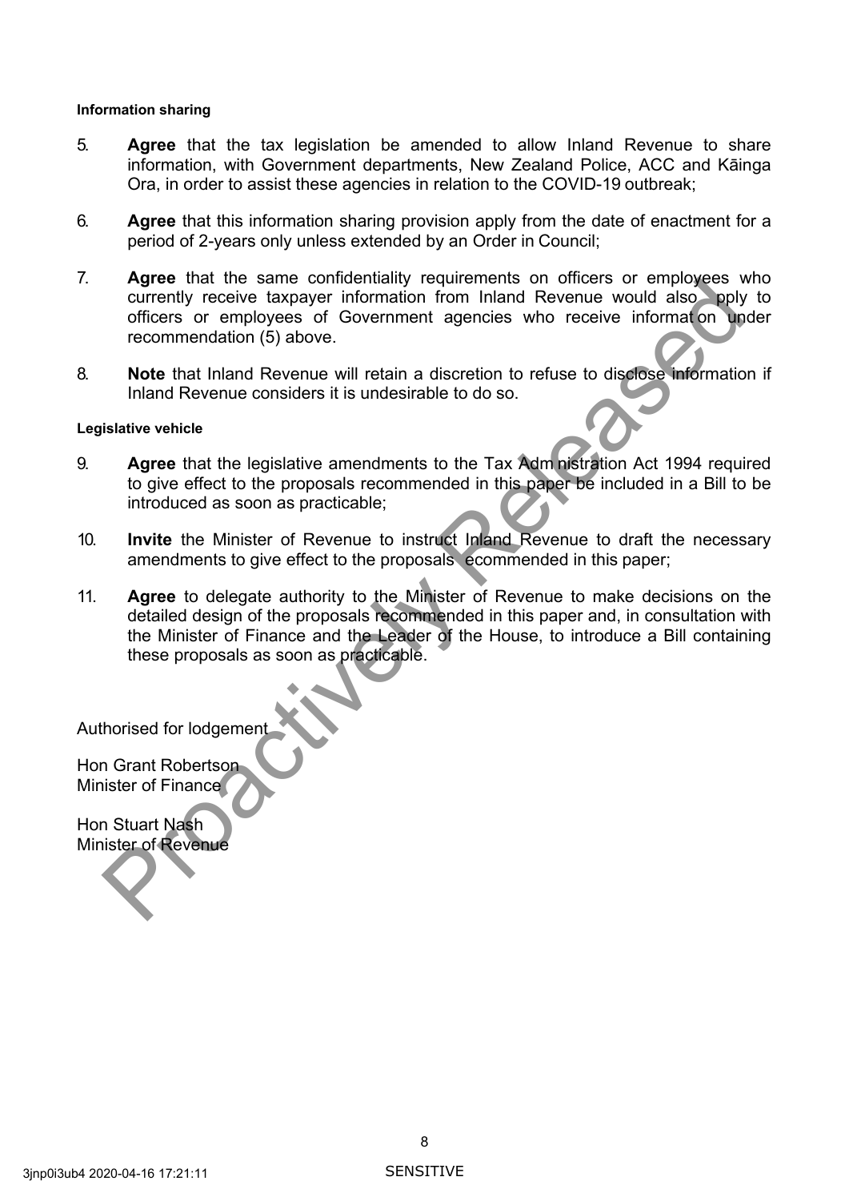#### Information sharing

5. **Agree** that the tax legislation be amended to allow Inland Revenue to share information, with Government departments, New Zealand Police, ACC and Kāinga Ora, in order to assist these agencies in relation to the COVID-19 outbreak;

6. **Agree** that this information sharing provision apply from the date of enactment for a period of 2-years only unless extended by an Order in Council;

7. **Agree** that the same confidentiality requirements on officers or employees who currently receive taxpayer information from Inland Revenue would also apply to officers or employees of Government agencies who receive information under recommendation (5) above.

8. **Note** that Inland Revenue will retain a discretion to refuse to disclose information if Inland Revenue considers it is undesirable to do so.

#### Legislative vehicle

9. **Agree** that the legislative amendments to the Tax Administration Act 1994 required to give effect to the proposals recommended in this paper be included in a Bill to be introduced as soon as practicable;

10. **Invite** the Minister of Revenue to instruct Inland Revenue to draft the necessary amendments to give effect to the proposals recommended in this paper;

11. **Agree** to delegate authority to the Minister of Revenue to make decisions on the detailed design of the proposals recommended in this paper and, in consultation with the Minister of Finance and the Leader of the House, to introduce a Bill containing these proposals as soon as practicable.

Authorised for lodgement

Hon Grant Robertson
Minister of Finance

Hon Stuart Nash
Minister of Revenue

3jnp0i3ub4 2020-04-16 17:21:11

SENSITIVE